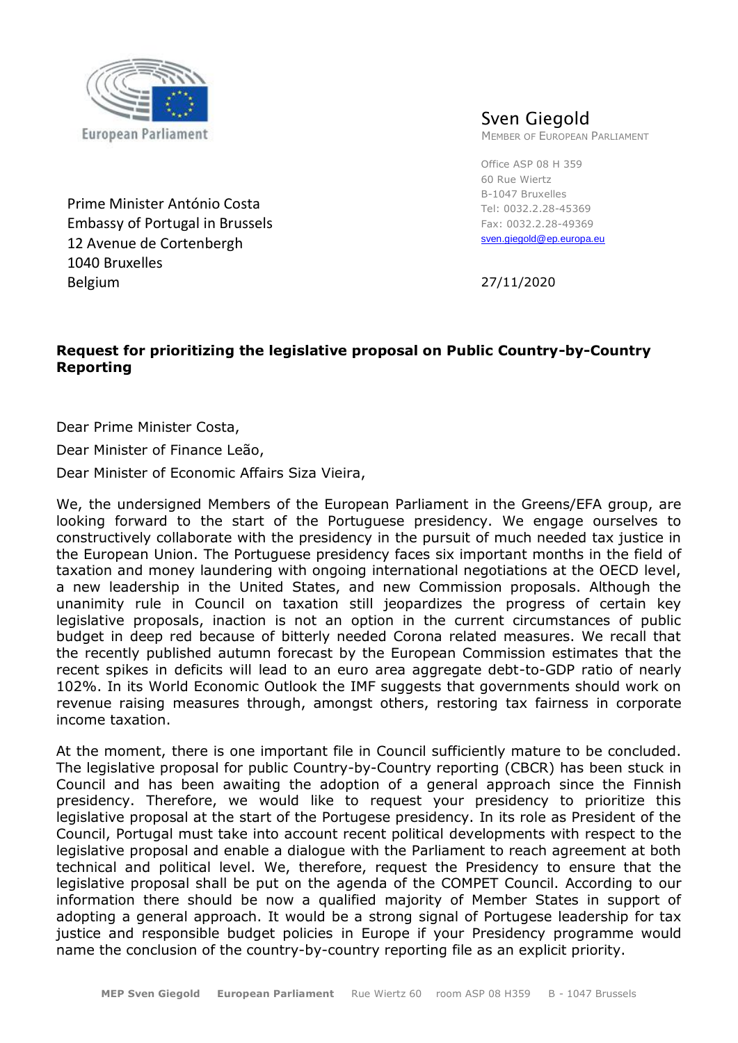European Parliament

**Sven Giegold**
MEMBER OF EUROPEAN PARLIAMENT

Office ASP 08 H 359
60 Rue Wiertz
B-1047 Bruxelles
Tel: 0032.2.28-45369
Fax: 0032.2.28-49369
sven.giegold@ep.europa.eu

27/11/2020

Prime Minister António Costa
Embassy of Portugal in Brussels
12 Avenue de Cortenbergh
1040 Bruxelles
Belgium

**Request for prioritizing the legislative proposal on Public Country-by-Country Reporting**

Dear Prime Minister Costa,

Dear Minister of Finance Leão,

Dear Minister of Economic Affairs Siza Vieira,

We, the undersigned Members of the European Parliament in the Greens/EFA group, are looking forward to the start of the Portuguese presidency. We engage ourselves to constructively collaborate with the presidency in the pursuit of much needed tax justice in the European Union. The Portuguese presidency faces six important months in the field of taxation and money laundering with ongoing international negotiations at the OECD level, a new leadership in the United States, and new Commission proposals. Although the unanimity rule in Council on taxation still jeopardizes the progress of certain key legislative proposals, inaction is not an option in the current circumstances of public budget in deep red because of bitterly needed Corona related measures. We recall that the recently published autumn forecast by the European Commission estimates that the recent spikes in deficits will lead to an euro area aggregate debt-to-GDP ratio of nearly 102%. In its World Economic Outlook the IMF suggests that governments should work on revenue raising measures through, amongst others, restoring tax fairness in corporate income taxation.

At the moment, there is one important file in Council sufficiently mature to be concluded. The legislative proposal for public Country-by-Country reporting (CBCR) has been stuck in Council and has been awaiting the adoption of a general approach since the Finnish presidency. Therefore, we would like to request your presidency to prioritize this legislative proposal at the start of the Portugese presidency. In its role as President of the Council, Portugal must take into account recent political developments with respect to the legislative proposal and enable a dialogue with the Parliament to reach agreement at both technical and political level. We, therefore, request the Presidency to ensure that the legislative proposal shall be put on the agenda of the COMPET Council. According to our information there should be now a qualified majority of Member States in support of adopting a general approach. It would be a strong signal of Portugese leadership for tax justice and responsible budget policies in Europe if your Presidency programme would name the conclusion of the country-by-country reporting file as an explicit priority.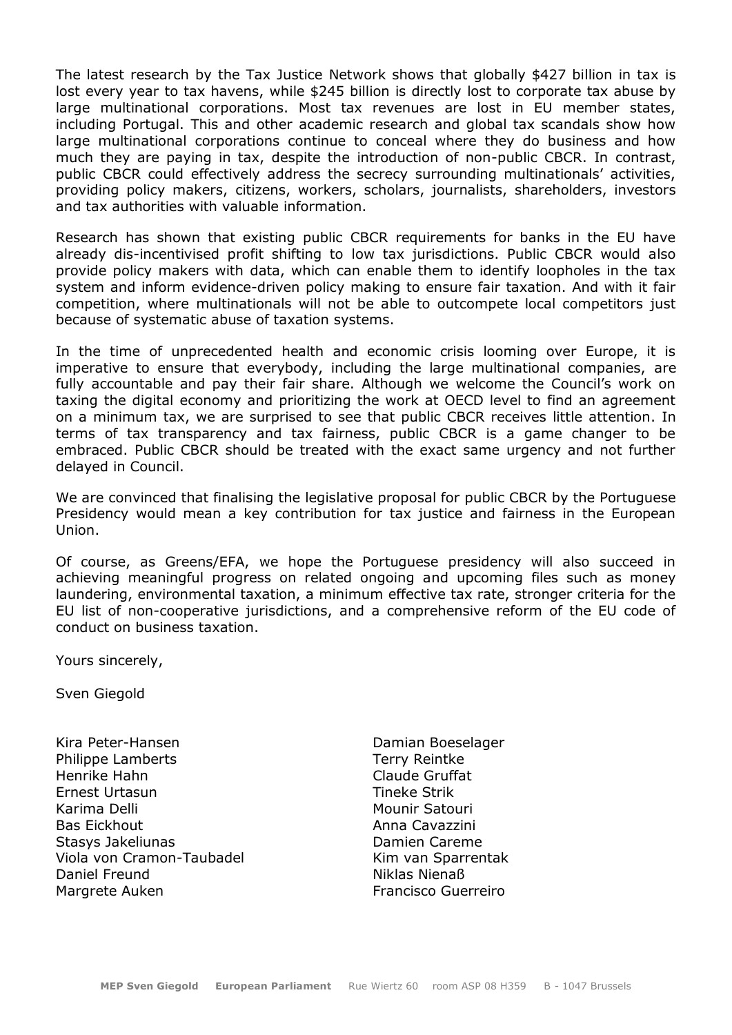The latest research by the Tax Justice Network shows that globally $427 billion in tax is lost every year to tax havens, while $245 billion is directly lost to corporate tax abuse by large multinational corporations. Most tax revenues are lost in EU member states, including Portugal. This and other academic research and global tax scandals show how large multinational corporations continue to conceal where they do business and how much they are paying in tax, despite the introduction of non-public CBCR. In contrast, public CBCR could effectively address the secrecy surrounding multinationals' activities, providing policy makers, citizens, workers, scholars, journalists, shareholders, investors and tax authorities with valuable information.

Research has shown that existing public CBCR requirements for banks in the EU have already dis-incentivised profit shifting to low tax jurisdictions. Public CBCR would also provide policy makers with data, which can enable them to identify loopholes in the tax system and inform evidence-driven policy making to ensure fair taxation. And with it fair competition, where multinationals will not be able to outcompete local competitors just because of systematic abuse of taxation systems.

In the time of unprecedented health and economic crisis looming over Europe, it is imperative to ensure that everybody, including the large multinational companies, are fully accountable and pay their fair share. Although we welcome the Council's work on taxing the digital economy and prioritizing the work at OECD level to find an agreement on a minimum tax, we are surprised to see that public CBCR receives little attention. In terms of tax transparency and tax fairness, public CBCR is a game changer to be embraced. Public CBCR should be treated with the exact same urgency and not further delayed in Council.

We are convinced that finalising the legislative proposal for public CBCR by the Portuguese Presidency would mean a key contribution for tax justice and fairness in the European Union.

Of course, as Greens/EFA, we hope the Portuguese presidency will also succeed in achieving meaningful progress on related ongoing and upcoming files such as money laundering, environmental taxation, a minimum effective tax rate, stronger criteria for the EU list of non-cooperative jurisdictions, and a comprehensive reform of the EU code of conduct on business taxation.

Yours sincerely,

Sven Giegold

Kira Peter-Hansen
Philippe Lamberts
Henrike Hahn
Ernest Urtasun
Karima Delli
Bas Eickhout
Stasys Jakeliunas
Viola von Cramon-Taubadel
Daniel Freund
Margrete Auken
Damian Boeselager
Terry Reintke
Claude Gruffat
Tineke Strik
Mounir Satouri
Anna Cavazzini
Damien Careme
Kim van Sparrentak
Niklas Nienaß
Francisco Guerreiro